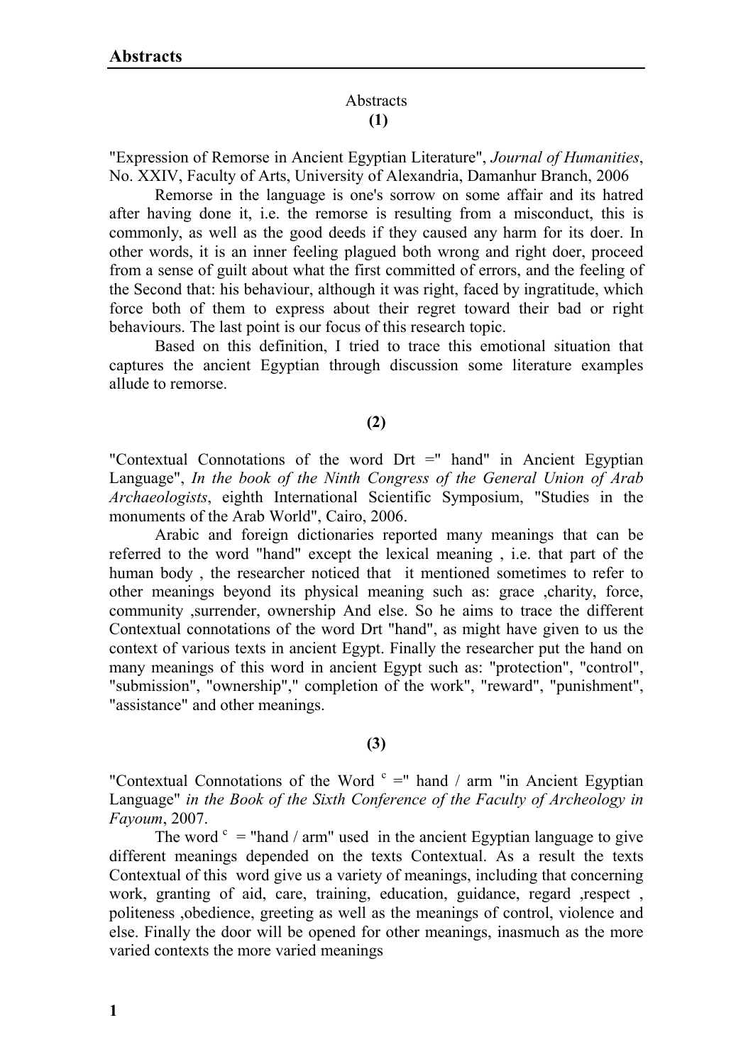# Abstracts

## (1)

"Expression of Remorse in Ancient Egyptian Literature", *Journal of Humanities*, No. XXIV, Faculty of Arts, University of Alexandria, Damanhur Branch, 2006

Remorse in the language is one's sorrow on some affair and its hatred after having done it, i.e. the remorse is resulting from a misconduct, this is commonly, as well as the good deeds if they caused any harm for its doer. In other words, it is an inner feeling plagued both wrong and right doer, proceed from a sense of guilt about what the first committed of errors, and the feeling of the Second that: his behaviour, although it was right, faced by ingratitude, which force both of them to express about their regret toward their bad or right behaviours. The last point is our focus of this research topic.

Based on this definition, I tried to trace this emotional situation that captures the ancient Egyptian through discussion some literature examples allude to remorse.

## (2)

"Contextual Connotations of the word Drt =" hand" in Ancient Egyptian Language", *In the book of the Ninth Congress of the General Union of Arab Archaeologists*, eighth International Scientific Symposium, "Studies in the monuments of the Arab World", Cairo, 2006.

Arabic and foreign dictionaries reported many meanings that can be referred to the word "hand" except the lexical meaning , i.e. that part of the human body , the researcher noticed that it mentioned sometimes to refer to other meanings beyond its physical meaning such as: grace ,charity, force, community ,surrender, ownership And else. So he aims to trace the different Contextual connotations of the word Drt "hand", as might have given to us the context of various texts in ancient Egypt. Finally the researcher put the hand on many meanings of this word in ancient Egypt such as: "protection", "control", "submission", "ownership"," completion of the work", "reward", "punishment", "assistance" and other meanings.

## (3)

"Contextual Connotations of the Word $^{c}$ =" hand / arm "in Ancient Egyptian Language" *in the Book of the Sixth Conference of the Faculty of Archeology in Fayoum*, 2007.

The word $^{c}$ = "hand / arm" used in the ancient Egyptian language to give different meanings depended on the texts Contextual. As a result the texts Contextual of this word give us a variety of meanings, including that concerning work, granting of aid, care, training, education, guidance, regard ,respect , politeness ,obedience, greeting as well as the meanings of control, violence and else. Finally the door will be opened for other meanings, inasmuch as the more varied contexts the more varied meanings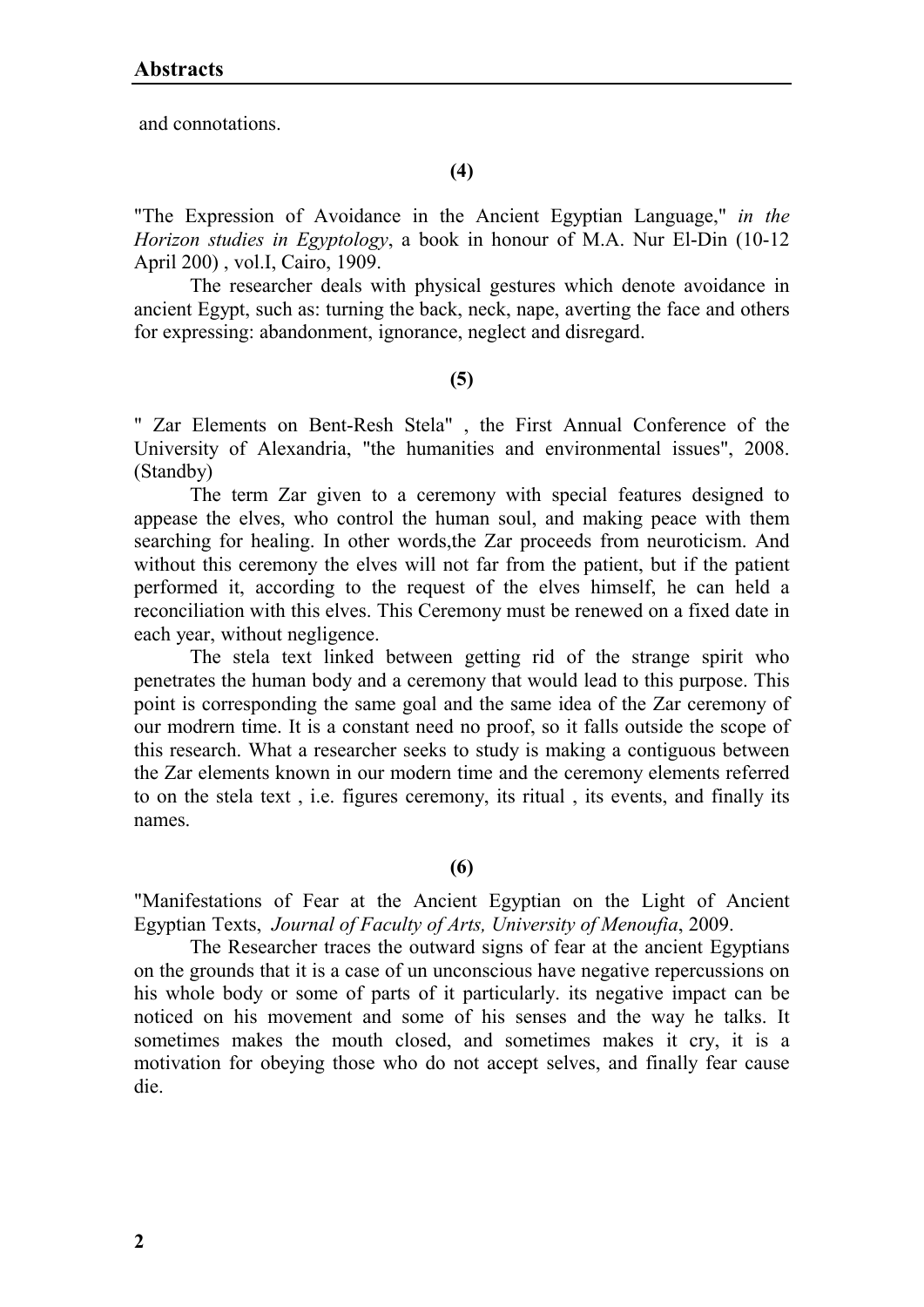and connotations.

**(4)**

"The Expression of Avoidance in the Ancient Egyptian Language," *in the Horizon studies in Egyptology*, a book in honour of M.A. Nur El-Din (10-12 April 200) , vol.I, Cairo, 1909.

The researcher deals with physical gestures which denote avoidance in ancient Egypt, such as: turning the back, neck, nape, averting the face and others for expressing: abandonment, ignorance, neglect and disregard.

**(5)**

" Zar Elements on Bent-Resh Stela" , the First Annual Conference of the University of Alexandria, "the humanities and environmental issues", 2008. (Standby)

The term Zar given to a ceremony with special features designed to appease the elves, who control the human soul, and making peace with them searching for healing. In other words,the Zar proceeds from neuroticism. And without this ceremony the elves will not far from the patient, but if the patient performed it, according to the request of the elves himself, he can held a reconciliation with this elves. This Ceremony must be renewed on a fixed date in each year, without negligence.

The stela text linked between getting rid of the strange spirit who penetrates the human body and a ceremony that would lead to this purpose. This point is corresponding the same goal and the same idea of the Zar ceremony of our modrern time. It is a constant need no proof, so it falls outside the scope of this research. What a researcher seeks to study is making a contiguous between the Zar elements known in our modern time and the ceremony elements referred to on the stela text , i.e. figures ceremony, its ritual , its events, and finally its names.

**(6)**

"Manifestations of Fear at the Ancient Egyptian on the Light of Ancient Egyptian Texts, *Journal of Faculty of Arts, University of Menoufia*, 2009.

The Researcher traces the outward signs of fear at the ancient Egyptians on the grounds that it is a case of un unconscious have negative repercussions on his whole body or some of parts of it particularly. its negative impact can be noticed on his movement and some of his senses and the way he talks. It sometimes makes the mouth closed, and sometimes makes it cry, it is a motivation for obeying those who do not accept selves, and finally fear cause die.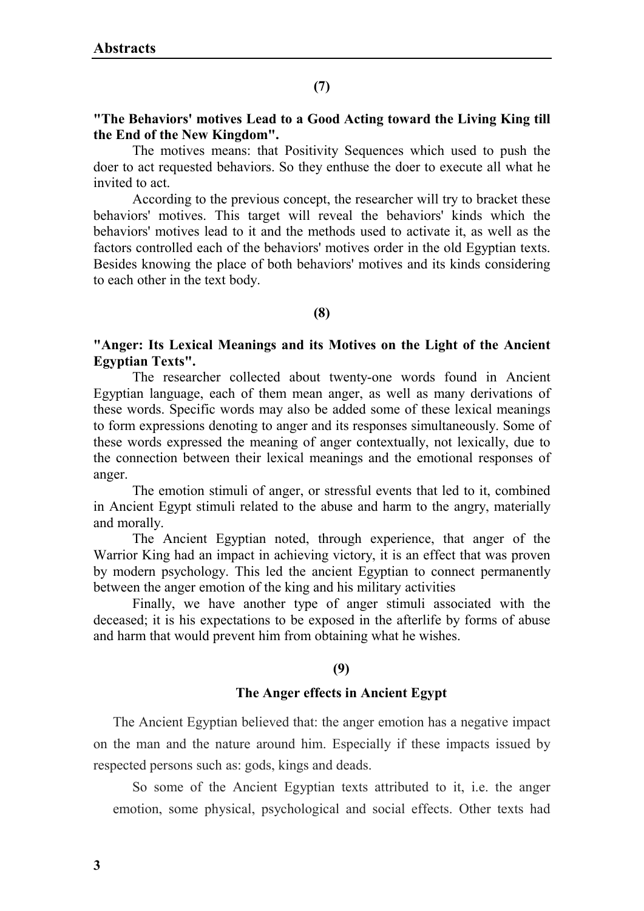**(7)**

**"The Behaviors' motives Lead to a Good Acting toward the Living King till the End of the New Kingdom".**

The motives means: that Positivity Sequences which used to push the doer to act requested behaviors. So they enthuse the doer to execute all what he invited to act.

According to the previous concept, the researcher will try to bracket these behaviors' motives. This target will reveal the behaviors' kinds which the behaviors' motives lead to it and the methods used to activate it, as well as the factors controlled each of the behaviors' motives order in the old Egyptian texts. Besides knowing the place of both behaviors' motives and its kinds considering to each other in the text body.

**(8)**

**"Anger: Its Lexical Meanings and its Motives on the Light of the Ancient Egyptian Texts".**

The researcher collected about twenty-one words found in Ancient Egyptian language, each of them mean anger, as well as many derivations of these words. Specific words may also be added some of these lexical meanings to form expressions denoting to anger and its responses simultaneously. Some of these words expressed the meaning of anger contextually, not lexically, due to the connection between their lexical meanings and the emotional responses of anger.

The emotion stimuli of anger, or stressful events that led to it, combined in Ancient Egypt stimuli related to the abuse and harm to the angry, materially and morally.

The Ancient Egyptian noted, through experience, that anger of the Warrior King had an impact in achieving victory, it is an effect that was proven by modern psychology. This led the ancient Egyptian to connect permanently between the anger emotion of the king and his military activities

Finally, we have another type of anger stimuli associated with the deceased; it is his expectations to be exposed in the afterlife by forms of abuse and harm that would prevent him from obtaining what he wishes.

**(9)**

**The Anger effects in Ancient Egypt**

The Ancient Egyptian believed that: the anger emotion has a negative impact on the man and the nature around him. Especially if these impacts issued by respected persons such as: gods, kings and deads.

So some of the Ancient Egyptian texts attributed to it, i.e. the anger emotion, some physical, psychological and social effects. Other texts had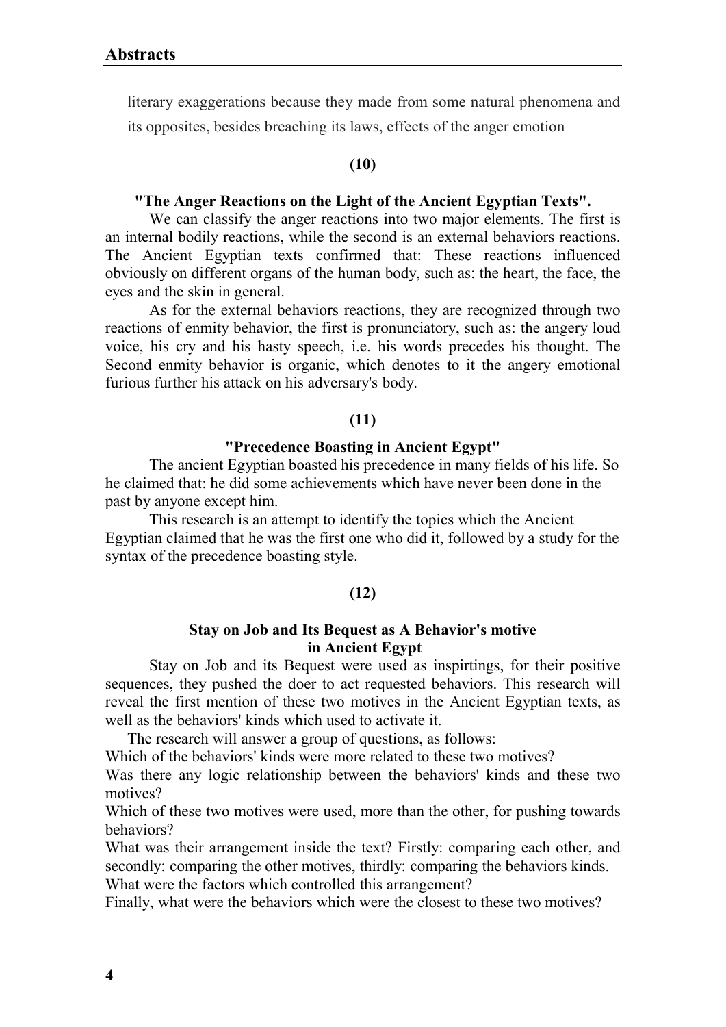literary exaggerations because they made from some natural phenomena and its opposites, besides breaching its laws, effects of the anger emotion

**(10)**

**"The Anger Reactions on the Light of the Ancient Egyptian Texts".**

We can classify the anger reactions into two major elements. The first is an internal bodily reactions, while the second is an external behaviors reactions. The Ancient Egyptian texts confirmed that: These reactions influenced obviously on different organs of the human body, such as: the heart, the face, the eyes and the skin in general.

As for the external behaviors reactions, they are recognized through two reactions of enmity behavior, the first is pronunciatory, such as: the angery loud voice, his cry and his hasty speech, i.e. his words precedes his thought. The Second enmity behavior is organic, which denotes to it the angery emotional furious further his attack on his adversary's body.

**(11)**

**"Precedence Boasting in Ancient Egypt"**

The ancient Egyptian boasted his precedence in many fields of his life. So he claimed that: he did some achievements which have never been done in the past by anyone except him.

This research is an attempt to identify the topics which the Ancient Egyptian claimed that he was the first one who did it, followed by a study for the syntax of the precedence boasting style.

**(12)**

**Stay on Job and Its Bequest as A Behavior's motive in Ancient Egypt**

Stay on Job and its Bequest were used as inspirtings, for their positive sequences, they pushed the doer to act requested behaviors. This research will reveal the first mention of these two motives in the Ancient Egyptian texts, as well as the behaviors' kinds which used to activate it.

The research will answer a group of questions, as follows:

Which of the behaviors' kinds were more related to these two motives?

Was there any logic relationship between the behaviors' kinds and these two motives?

Which of these two motives were used, more than the other, for pushing towards behaviors?

What was their arrangement inside the text? Firstly: comparing each other, and secondly: comparing the other motives, thirdly: comparing the behaviors kinds.

What were the factors which controlled this arrangement?

Finally, what were the behaviors which were the closest to these two motives?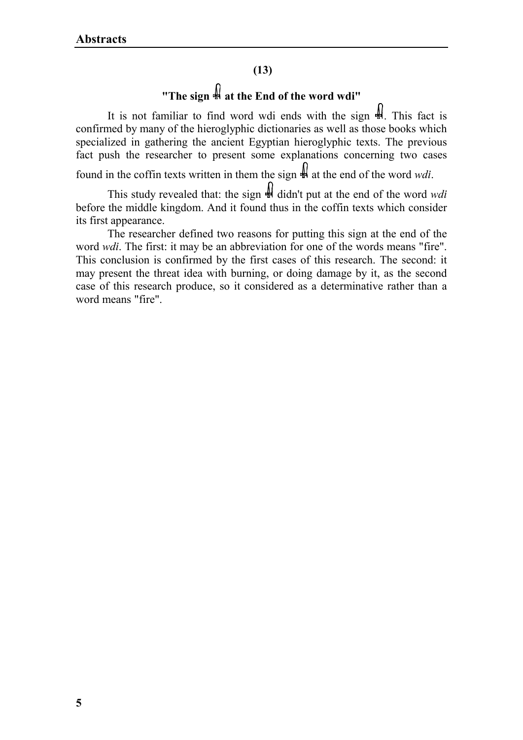## (13)

## "The sign 𓋹 at the End of the word wdi"

It is not familiar to find word wdi ends with the sign 𓋹. This fact is confirmed by many of the hieroglyphic dictionaries as well as those books which specialized in gathering the ancient Egyptian hieroglyphic texts. The previous fact push the researcher to present some explanations concerning two cases found in the coffin texts written in them the sign 𓋹 at the end of the word *wdi*.

This study revealed that: the sign 𓋹 didn't put at the end of the word *wdi* before the middle kingdom. And it found thus in the coffin texts which consider its first appearance.

The researcher defined two reasons for putting this sign at the end of the word *wdi*. The first: it may be an abbreviation for one of the words means "fire". This conclusion is confirmed by the first cases of this research. The second: it may present the threat idea with burning, or doing damage by it, as the second case of this research produce, so it considered as a determinative rather than a word means "fire".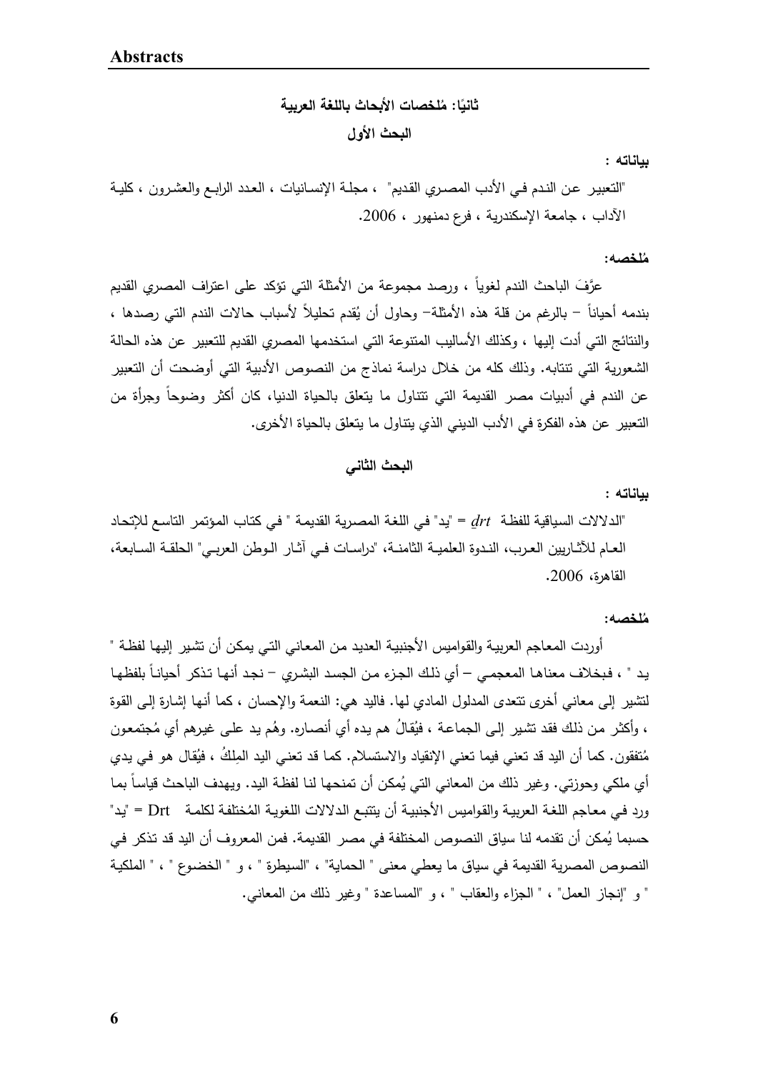## ثانيًا: مُلخصات الأبحاث باللغة العربية

### البحث الأول

**بياناته :**

"التعبير عن الندم في الأدب المصري القديم" ، مجلة الإنسانيات ، العدد الرابع والعشرون ، كلية الآداب ، جامعة الإسكندرية ، فرع دمنهور ، 2006.

**مُلخصه:**

عرَّفَ الباحث الندم لغوياً ، ورصد مجموعة من الأمثلة التي تؤكد على اعتراف المصري القديم بندمه أحياناً – بالرغم من قلة هذه الأمثلة– وحاول أن يُقدم تحليلاً لأسباب حالات الندم التي رصدها ، والنتائج التي أدت إليها ، وكذلك الأساليب المتنوعة التي استخدمها المصري القديم للتعبير عن هذه الحالة الشعورية التي تنتابه. وذلك كله من خلال دراسة نماذج من النصوص الأدبية التي أوضحت أن التعبير عن الندم في أدبيات مصر القديمة التي تتناول ما يتعلق بالحياة الدنيا، كان أكثر وضوحاً وجرأة من التعبير عن هذه الفكرة في الأدب الديني الذي يتناول ما يتعلق بالحياة الأخرى.

### البحث الثاني

**بياناته :**

"الدلالات السياقية للفظة *ḏrt* = "يد" في اللغة المصرية القديمة " في كتاب المؤتمر التاسع للإتحاد العام للآثاريين العرب، الندوة العلمية الثامنة، "دراسات في آثار الوطن العربي" الحلقة السابعة، القاهرة، 2006.

**مُلخصه:**

أوردت المعاجم العربية والقواميس الأجنبية العديد من المعاني التي يمكن أن تشير إليها لفظة " يد " ، فبخلاف معناها المعجمي – أي ذلك الجزء من الجسد البشري – نجد أنها تذكر أحياناً بلفظها لتشير إلى معاني أخرى تتعدى المدلول المادي لها. فاليد هي: النعمة والإحسان ، كما أنها إشارة إلى القوة ، وأكثر من ذلك فقد تشير إلى الجماعة ، فيُقالُ هم يده أي أنصاره. وهُم يد على غيرهم أي مُجتمعون مُتفقون. كما أن اليد قد تعني فيما تعني الإنقياد والاستسلام. كما قد تعني اليد المِلكُ ، فيُقال هو في يدي أي ملكي وحوزتي. وغير ذلك من المعاني التي يُمكن أن تمنحها لنا لفظة اليد. ويهدف الباحث قياساً بما ورد في معاجم اللغة العربية والقواميس الأجنبية أن يتتبع الدلالات اللغوية المُختلفة لكلمة Drt = "يد" حسبما يُمكن أن تقدمه لنا سياق النصوص المختلفة في مصر القديمة. فمن المعروف أن اليد قد تذكر في النصوص المصرية القديمة في سياق ما يعطي معنى " الحماية" ، "السيطرة " ، و " الخضوع " ، " الملكية " و "إنجاز العمل" ، " الجزاء والعقاب " ، و "المساعدة " وغير ذلك من المعاني.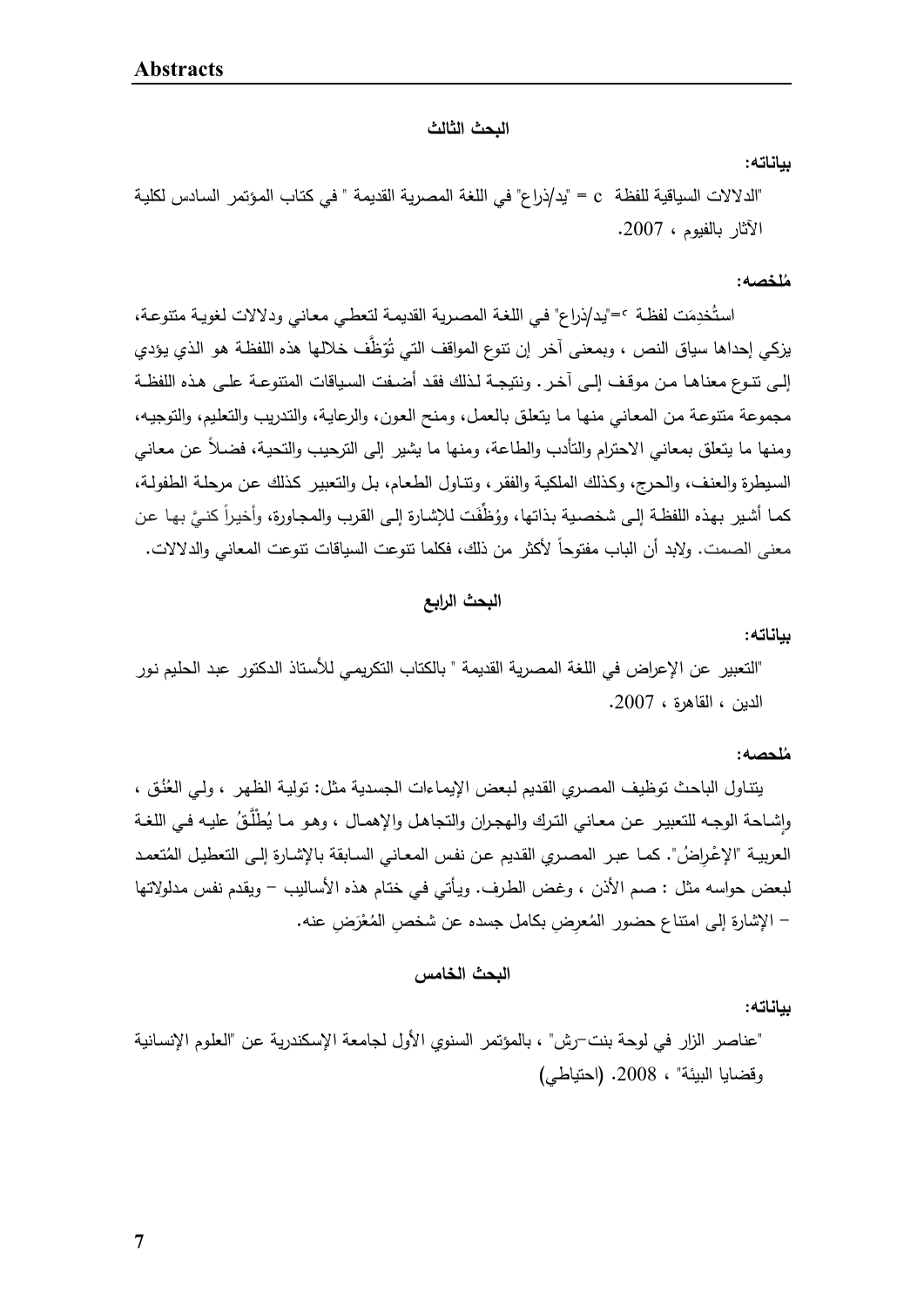**Abstracts**

## البحث الثالث

**بياناته:**

"الدلالات السياقية للفظة c = "يد/ذراع" في اللغة المصرية القديمة " في كتاب المؤتمر السادس لكلية الآثار بالفيوم ، 2007.

**مُلخصه:**

استُخدِمَت لفظة c="يد/ذراع" في اللغة المصرية القديمة لتعطي معاني ودلالات لغوية متنوعة، يزكي إحداها سياق النص ، وبمعنى آخر إن تنوع المواقف التي تُوَظَّف خلالها هذه اللفظة هو الذي يؤدي إلى تنوع معناها من موقف إلى آخر. ونتيجة لذلك فقد أضفت السياقات المتنوعة على هذه اللفظة مجموعة متنوعة من المعاني منها ما يتعلق بالعمل، ومنح العون، والرعاية، والتدريب والتعليم، والتوجيه، ومنها ما يتعلق بمعاني الاحترام والتأدب والطاعة، ومنها ما يشير إلى الترحيب والتحية، فضلاً عن معاني السيطرة والعنف، والحرج، وكذلك الملكية والفقر، وتناول الطعام، بل والتعبير كذلك عن مرحلة الطفولة، كما أشير بهذه اللفظة إلى شخصية بذاتها، ووُظِّفت للإشارة إلى القرب والمجاورة، وأخيراً كنيَّ بها عن معنى الصمت. ولابد أن الباب مفتوحاً لأكثر من ذلك، فكلما تنوعت السياقات تنوعت المعاني والدلالات.

## البحث الرابع

**بياناته:**

"التعبير عن الإعراض في اللغة المصرية القديمة " بالكتاب التكريمي للأستاذ الدكتور عبد الحليم نور الدين ، القاهرة ، 2007.

**مُلحصه:**

يتناول الباحث توظيف المصري القديم لبعض الإيماءات الجسدية مثل: تولية الظهر ، ولي العُنُق ، وإشاحة الوجه للتعبير عن معاني الترك والهجران والتجاهل والإهمال ، وهو ما يُطْلَقُ عليه في اللغة العربية "الإعْراضُ". كما عبر المصري القديم عن نفس المعاني السابقة بالإشارة إلى التعطيل المُتعمد لبعض حواسه مثل : صم الأذن ، وغض الطرف. ويأتي في ختام هذه الأساليب – ويقدم نفس مدلولاتها – الإشارة إلى امتناع حضور المُعرِضِ بكامل جسده عن شخصِ المُعْرَضِ عنه.

## البحث الخامس

**بياناته:**

"عناصر الزار في لوحة بنت–رش" ، بالمؤتمر السنوي الأول لجامعة الإسكندرية عن "العلوم الإنسانية وقضايا البيئة" ، 2008. (احتياطي)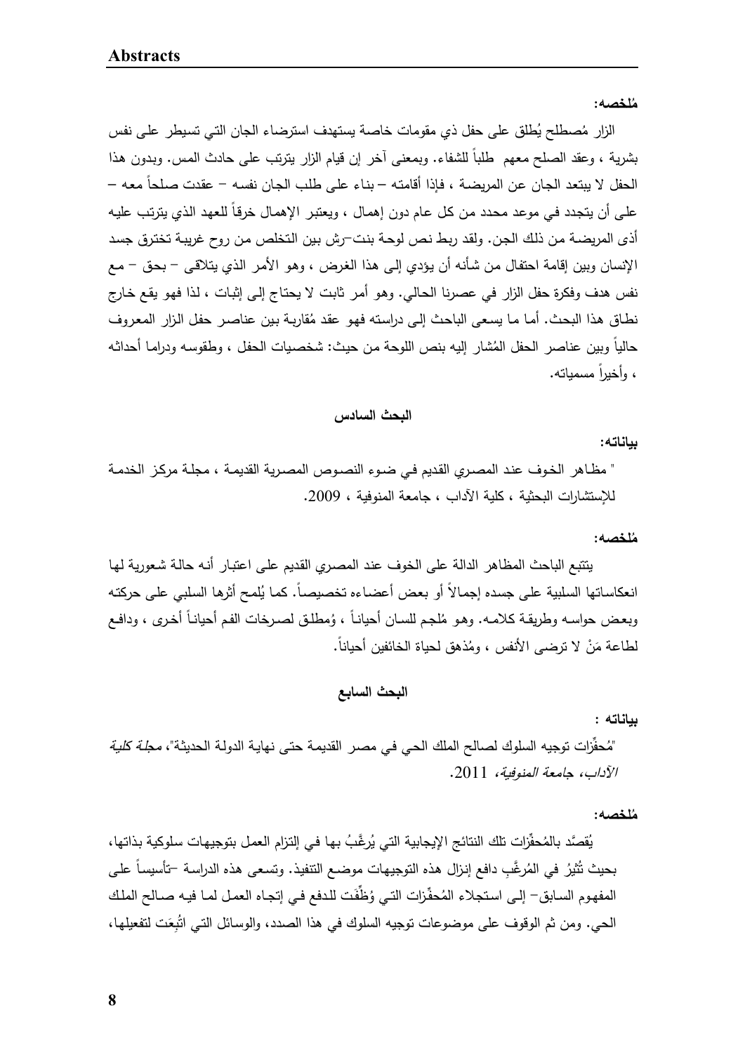**مُلخصه:**

الزار مُصطلح يُطلق على حفل ذي مقومات خاصة يستهدف استرضاء الجان التي تسيطر على نفس بشرية ، وعقد الصلح معهم طلباً للشفاء. وبمعنى آخر إن قيام الزار يترتب على حادث المس. وبدون هذا الحفل لا يبتعد الجان عن المريضة ، فإذا أقامته – بناء على طلب الجان نفسه – عقدت صلحاً معه – على أن يتجدد في موعد محدد من كل عام دون إهمال ، ويعتبر الإهمال خرقاً للعهد الذي يترتب عليه أذى المريضة من ذلك الجن. ولقد ربط نص لوحة بنت–رش بين التخلص من روح غريبة تخترق جسد الإنسان وبين إقامة احتفال من شأنه أن يؤدي إلى هذا الغرض ، وهو الأمر الذي يتلاقى – بحق – مع نفس هدف وفكرة حفل الزار في عصرنا الحالي. وهو أمر ثابت لا يحتاج إلى إثبات ، لذا فهو يقع خارج نطاق هذا البحث. أما ما يسعى الباحث إلى دراسته فهو عقد مُقاربة بين عناصر حفل الزار المعروف حالياً وبين عناصر الحفل المُشار إليه بنص اللوحة من حيث: شخصيات الحفل ، وطقوسه ودراما أحداثه ، وأخيراً مسمياته.

## البحث السادس

**بياناته:**

" مظاهر الخوف عند المصري القديم في ضوء النصوص المصرية القديمة ، مجلة مركز الخدمة للإستشارات البحثية ، كلية الآداب ، جامعة المنوفية ، 2009.

**مُلخصه:**

يتتبع الباحث المظاهر الدالة على الخوف عند المصري القديم على اعتبار أنه حالة شعورية لها انعكاساتها السلبية على جسده إجمالاً أو بعض أعضاءه تخصيصاً. كما يُلمح أثرها السلبي على حركته وبعض حواسه وطريقة كلامه. وهو مُلجم للسان أحياناً ، ومُطلق لصرخات الفم أحياناً أخرى ، ودافع لطاعة مَنْ لا ترضى الأنفس ، ومُذهق لحياة الخائفين أحياناً.

## البحث السابع

**بياناته :**

"مُحفِّزات توجيه السلوك لصالح الملك الحي في مصر القديمة حتى نهاية الدولة الحديثة"، *مجلة كلية الآداب، جامعة المنوفية*، 2011.

**مُلخصه:**

يُقصَّد بالمُحفِّزات تلك النتائج الإيجابية التي يُرغَّبُ بها في إلتزام العمل بتوجيهات سلوكية بذاتها، بحيث تُثيرُ في المُرغَّبِ دافع إنزال هذه التوجيهات موضع التنفيذ. وتسعى هذه الدراسة –تأسيساً على المفهوم السابق– إلى استجلاء المُحفِّزات التي وُظِّفَت للدفع في إتجاه العمل لما فيه صالح الملك الحي. ومن ثم الوقوف على موضوعات توجيه السلوك في هذا الصدد، والوسائل التي اتُبِعَت لتفعيلها،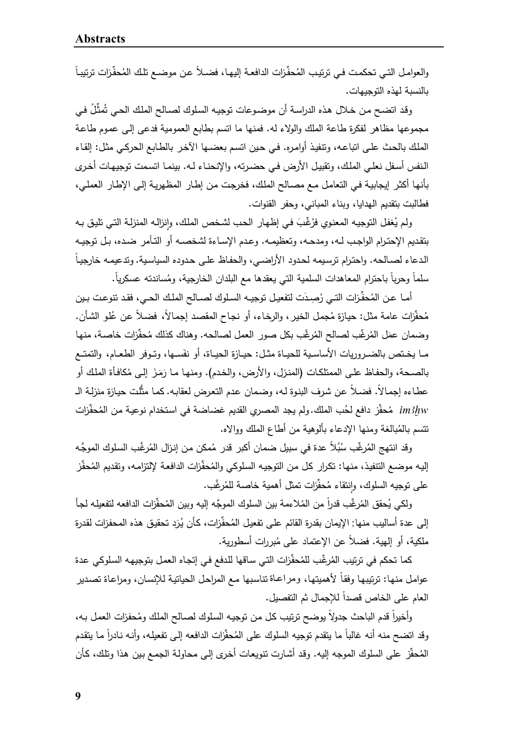والعوامل التي تحكمت في ترتيب المُحفِّزات الدافعة إليها، فضلاً عن موضع تلك المُحفِّزات ترتيباً بالنسبة لهذه التوجيهات.

وقد اتضح من خلال هذه الدراسة أن موضوعات توجيه السلوك لصالح الملك الحي تُمَثِّلُ في مجموعها مظاهر لفكرة طاعة الملك والولاء له. فمنها ما اتسم بطابع العمومية فدعى إلى عموم طاعة الملك بالحث على اتباعه، وتنفيذ أوامره. في حين اتسم بعضها الآخر بالطابع الحركي مثل: إلقاء النفس أسفل نعلي الملك، وتقبيل الأرض في حضرته، والإنحناء له. بينما اتسمت توجيهات أخرى بأنها أكثر إيجابية في التعامل مع مصالح الملك، فخرجت من إطار المظهرية إلى الإطار العملي، فطالبت بتقديم الهدايا، وبناء المباني، وحفر القنوات.

ولم يُغفل التوجيه المعنوي فرُغِّبَ في إظهار الحب لشخص الملك، وإنزاله المنزلة التي تليق به بتقديم الإحترام الواجب له، ومدحه، وتعظيمه. وعدم الإساءة لشخصه أو التآمر ضده، بل توجيه الدعاء لصالحه. واحترام ترسيمه لحدود الأراضي، والحفاظ على حدوده السياسية. وتدعيمه خارجياً سلماً وحرباً باحترام المعاهدات السلمية التي يعقدها مع البلدان الخارجية، ومُساندته عسكرياً.

أما عن المُحفِّزات التي رُصِدَت لتفعيل توجيه السلوك لصالح الملك الحي، فقد تنوعت بين مُحفِّزات عامة مثل: حيازة مُجمل الخير، والرخاء، أو نجاح المقصد إجمالاً، فضلاً عن عُلو الشأن. وضمان عمَل المُرغِّب لصالح المُرغَّب بكل صور العمل لصالحه. وهناك كذلك مُحفِّزات خاصة، منها ما يختص بالضروريات الأساسية للحياة مثل: حيازة الحياة، أو نفَسها، وتوفر الطعام، والتمتع بالصحة، والحفاظ على الممتلكات (المنزل، والأرض، والخدم). ومنها ما رَمَزَ إلى مُكافأة الملك أو عطاءه إجمالاً. فضلاً عن شرف البنوة له، وضمان عدم التعرض لعقابه. كما مثَّلت حيازة منزلة الـ *im3ḫw* مُحفِّز دافع لحُب الملك. ولم يجد المصري القديم غضاضة في استخدام نوعية من المُحفِّزات تتسم بالمُبالغة ومنها الإدعاء بألوهية من أطاع الملك ووالاه.

وقد انتهج المُرغِّب سُبُلاً عدة في سبيل ضمان أكبر قدر مُمكن من إنزال المُرغَّب السلوك الموجَّه إليه موضع التنفيذ، منها: تكرار كل من التوجيه السلوكي والمُحفِّزات الدافعة لإلتزامه، وتقديم المُحفِّز على توجيه السلوك، وانتقاء مُحفِّزات تمثل أهمية خاصة للمُرغَّب.

ولكي يُحقق المُرغِّب قدراً من المُلاءمة بين السلوك الموجَّه إليه وبين المُحفِّزات الدافعه لتفعيله لجأ إلى عدة أساليب منها: الإيمان بقدرة القائم على تفعيل المُحفِّزات، كأن يُرَد تحقيق هذه المحفزات لقدرة ملكية، أو إلهية. فضلاً عن الإعتماد على مُبررات أسطورية.

كما تحكم في ترتيب المُرغِّب للمُحفِّزات التي ساقها للدفع في إتجاه العمل بتوجيهه السلوكي عدة عوامل منها: ترتيبها وفقاً لأهميتها، ومراعاة تناسبها مع المراحل الحياتية للإنسان، ومراعاة تصدير العام على الخاص قصداً للإجمال ثم التفصيل.

وأخيراً قدم الباحث جدولاً يوضح ترتيب كل من توجيه السلوك لصالح الملك ومُحفزات العمل به، وقد اتضح منه أنه غالباً ما يتقدم توجيه السلوك على المُحفِّزات الدافعه إلى تفعيله، وأنه نادراً ما يتقدم المُحفِّز على السلوك الموجه إليه. وقد أشارت تنويعات أخرى إلى محاولة الجمع بين هذا وتلك، كأن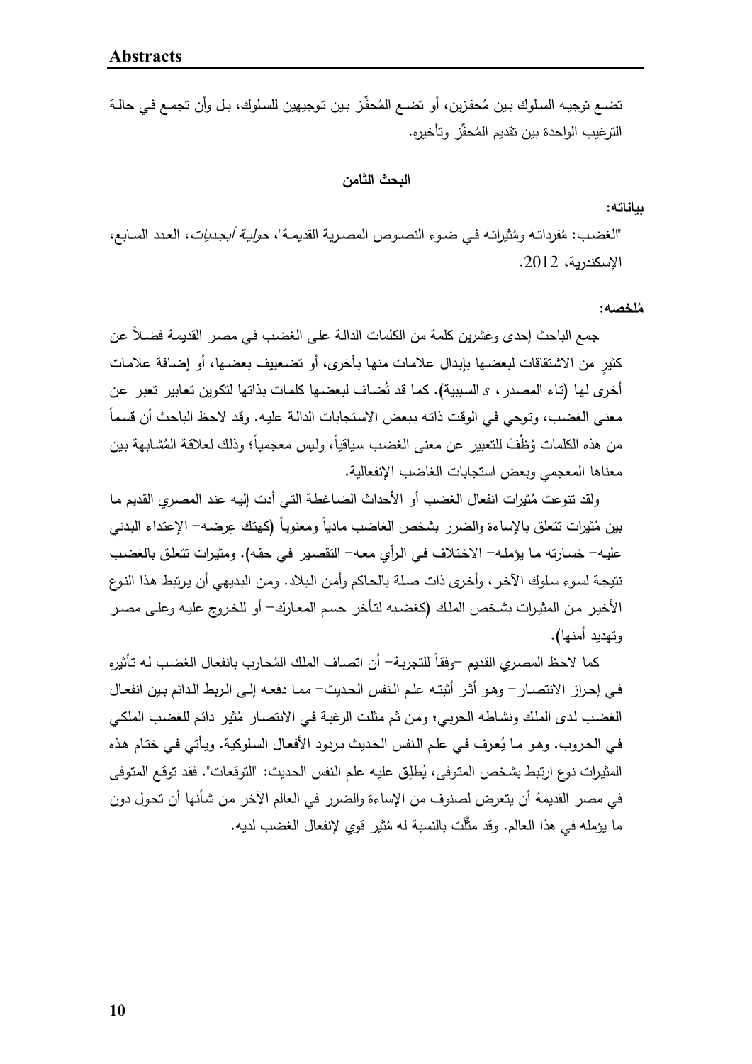تضع توجيه السلوك بين مُحفزين، أو تضع المُحفِّز بين توجيهين للسلوك، بل وأن تجمع في حالة الترغيب الواحدة بين تقديم المُحفِّز وتأخيره.

### البحث الثامن

**بياناته:**

"الغضب: مُفرداته ومُثيراته في ضوء النصوص المصرية القديمة"، *حولية أبجديات*، العدد السابع، الإسكندرية، 2012.

**مُلخصه:**

جمع الباحث إحدى وعشرين كلمة من الكلمات الدالة على الغضب في مصر القديمة فضلاً عن كثيرٍ من الاشتقاقات لبعضها بإبدال علامات منها بأخرى، أو تضعيف بعضها، أو إضافة علامات أخرى لها (تاء المصدر، *s* السببية). كما قد تُضاف لبعضها كلمات بذاتها لتكوين تعابير تعبر عن معنى الغضب، وتوحي في الوقت ذاته ببعض الاستجابات الدالة عليه. وقد لاحظ الباحث أن قسماً من هذه الكلمات وُظِّفَ للتعبير عن معنى الغضب سياقياً، وليس معجمياً؛ وذلك لعلاقة المُشابهة بين معناها المعجمي وبعض استجابات الغاضب الإنفعالية.

ولقد تنوعت مُثيرات انفعال الغضب أو الأحداث الضاغطة التي أدت إليه عند المصري القديم ما بين مُثيرات تتعلق بالإساءة والضرر بشخص الغاضب مادياً ومعنوياً (كهتك عِرضه– الإعتداء البدني عليه– خسارته ما يؤمله– الاختلاف في الرأي معه– التقصير في حقه). ومثيرات تتعلق بالغضب نتيجة لسوء سلوك الآخر، وأخرى ذات صلة بالحاكم وأمن البلاد. ومن البديهي أن يرتبط هذا النوع الأخير من المثيرات بشخص الملك (كغضبه لتأخر حسم المعارك– أو للخروج عليه وعلى مصر وتهديد أمنها).

كما لاحظ المصري القديم –وفقاً للتجربة– أن اتصاف الملك المُحارب بانفعال الغضب له تأثيره في إحراز الانتصار– وهو أثر أثبته علم النفس الحديث– مما دفعه إلى الربط الدائم بين انفعال الغضب لدى الملك ونشاطه الحربي؛ ومن ثم مثلت الرغبة في الانتصار مُثير دائم للغضب الملكي في الحروب. وهو ما يُعرف في علم النفس الحديث بردود الأفعال السلوكية. ويأتي في ختام هذه المثيرات نوع ارتبط بشخص المتوفى، يُطلِق عليه علم النفس الحديث: "التوقعات". فقد توقع المتوفى في مصر القديمة أن يتعرض لصنوف من الإساءة والضرر في العالم الآخر من شأنها أن تحول دون ما يؤمله في هذا العالم. وقد مثَّلت بالنسبة له مُثير قوي لإنفعال الغضب لديه.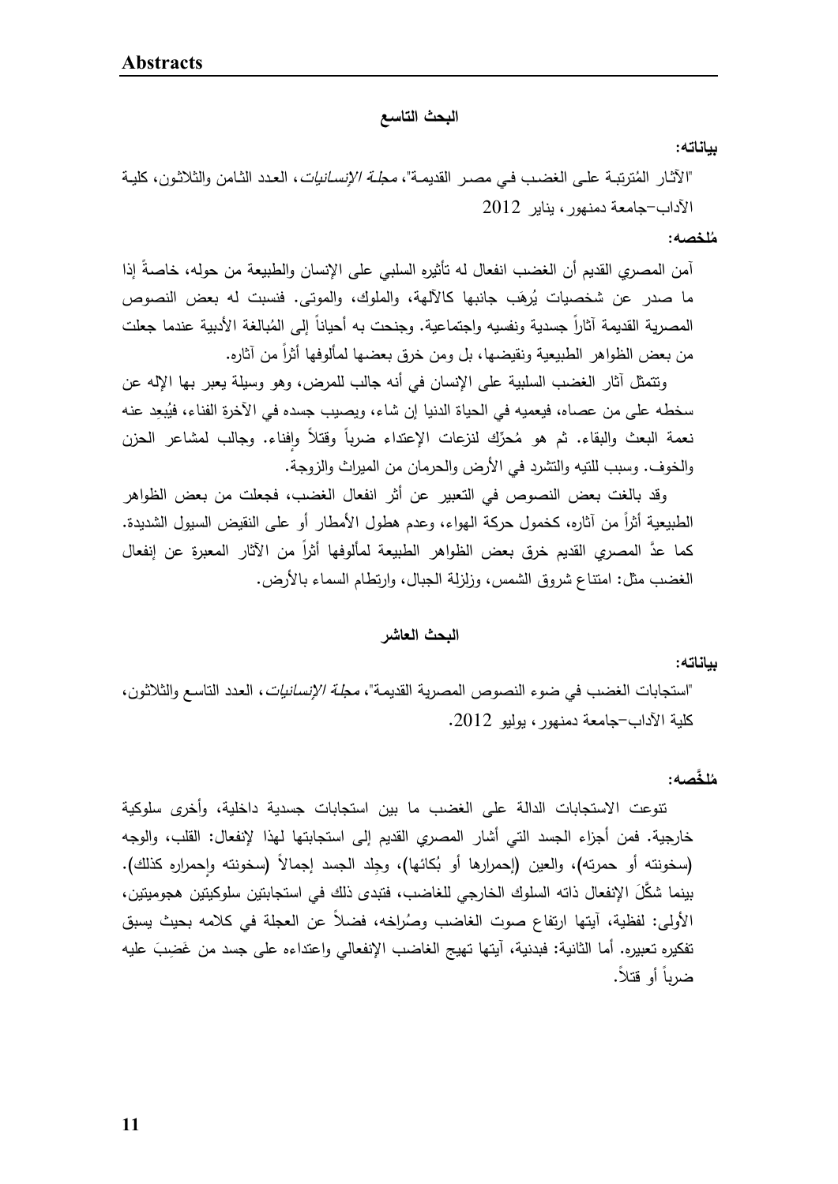## البحث التاسع

**بياناته:**

"الآثار المُترتبة على الغضب في مصر القديمة"، *مجلة الإنسانيات*، العدد الثامن والثلاثون، كلية الآداب–جامعة دمنهور، يناير 2012

**مُلخصه:**

آمن المصري القديم أن الغضب انفعال له تأثيره السلبي على الإنسان والطبيعة من حوله، خاصةً إذا ما صدر عن شخصيات يُرهَب جانبها كالآلهة، والملوك، والموتى. فنسبت له بعض النصوص المصرية القديمة آثاراً جسدية ونفسيه واجتماعية. وجنحت به أحياناً إلى المُبالغة الأدبية عندما جعلت من بعض الظواهر الطبيعية ونقيضها، بل ومن خرق بعضها لمألوفها أثراً من آثاره.

وتتمثل آثار الغضب السلبية على الإنسان في أنه جالب للمرض، وهو وسيلة يعبر بها الإله عن سخطه على من عصاه، فيعميه في الحياة الدنيا إن شاء، ويصيب جسده في الآخرة الفناء، فيُبعِد عنه نعمة البعث والبقاء. ثم هو مُحرِّك لنزعات الإعتداء ضرباً وقتلاً وإفناء. وجالب لمشاعر الحزن والخوف. وسبب للتيه والتشرد في الأرض والحرمان من الميراث والزوجة.

وقد بالغت بعض النصوص في التعبير عن أثر انفعال الغضب، فجعلت من بعض الظواهر الطبيعية أثراً من آثاره، كخمول حركة الهواء، وعدم هطول الأمطار أو على النقيض السيول الشديدة. كما عدَّ المصري القديم خرق بعض الظواهر الطبيعة لمألوفها أثراً من الآثار المعبرة عن إنفعال الغضب مثل: امتناع شروق الشمس، وزلزلة الجبال، وارتطام السماء بالأرض.

## البحث العاشر

**بياناته:**

"استجابات الغضب في ضوء النصوص المصرية القديمة"، *مجلة الإنسانيات*، العدد التاسع والثلاثون، كلية الآداب–جامعة دمنهور، يوليو 2012.

**مُلخَّصه:**

تنوعت الاستجابات الدالة على الغضب ما بين استجابات جسدية داخلية، وأخرى سلوكية خارجية. فمن أجزاء الجسد التي أشار المصري القديم إلى استجابتها لهذا لإنفعال: القلب، والوجه (سخونته أو حمرته)، والعين (إحمرارها أو بُكائها)، وجِلد الجسد إجمالاً (سخونته وإحمراره كذلك). بينما شكَّلَ الإنفعال ذاته السلوك الخارجي للغاضب، فتبدى ذلك في استجابتين سلوكيتين هجوميتين، الأولى: لفظية، آيتها ارتفاع صوت الغاضب وصُراخه، فضلاً عن العجلة في كلامه بحيث يسبق تفكيره تعبيره. أما الثانية: فبدنية، آيتها تهيج الغاضب الإنفعالي واعتداءه على جسد من غَضِبَ عليه ضرباً أو قتلاً.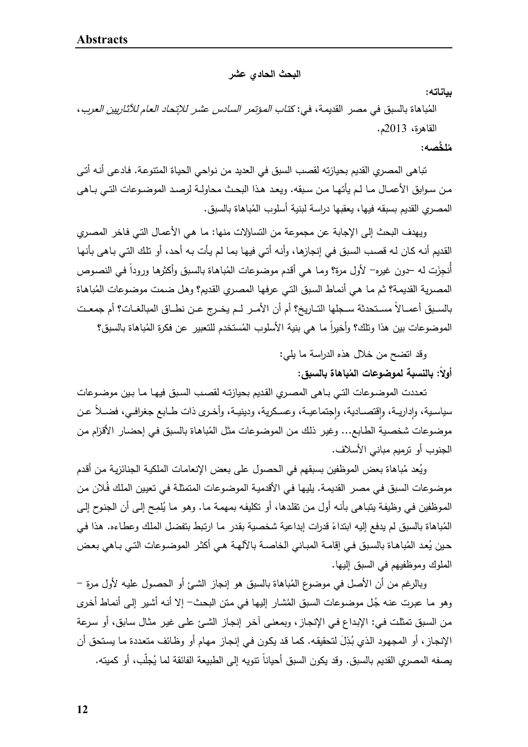## البحث الحادي عشر

**بياناته:**

المُباهاة بالسبق في مصر القديمة، في: *كتاب المؤتمر السادس عشر للاتحاد العام للآثاريين العرب*، القاهرة، 2013م.

**مُلخَّصه:**

تباهى المصري القديم بحيازته لقصب السبق في العديد من نواحي الحياة المتنوعة. فادعى أنه أتى من سوابق الأعمال ما لم يأتها من سبقه. ويعد هذا البحث محاولة لرصد الموضوعات التي باهى المصري القديم بسبقه فيها، يعقبها دراسة لبنية أسلوب المُباهاة بالسبق.

ويهدف البحث إلى الإجابة عن مجموعة من التساؤلات منها: ما هي الأعمال التي فاخر المصري القديم أنه كان له قصب السبق في إنجازها، وأنه أتي فيها بما لم يأت به أحد، أو تلك التي باهى بأنها أُنجِزَت له –دون غيره– لأول مرة؟ وما هي أقدم موضوعات المُباهاة بالسبق وأكثرها وروداً في النصوص المصرية القديمة؟ ثم ما هي أنماط السبق التي عرفها المصري القديم؟ وهل ضمت موضوعات المُباهاة بالسبق أعمالاً مستحدثة سجلها التاريخ؟ أم أن الأمر لم يخرج عن نطاق المبالغات؟ أم جمعت الموضوعات بين هذا وتلك؟ وأخيراً ما هي بنية الأسلوب المُستخدم للتعبير عن فكرة المُباهاة بالسبق؟

وقد اتضح من خلال هذه الدراسة ما يلي:

**أولاً: بالنسبة لموضوعات المُباهاة بالسبق:**

تعددت الموضوعات التي باهى المصري القديم بحيازته لقصب السبق فيها ما بين موضوعات سياسية، وإدارية، واقتصادية، واجتماعية، وعسكرية، ودينية، وأخرى ذات طابع جغرافي، فضلاً عن موضوعات شخصية الطابع... وغير ذلك من الموضوعات مثل المُباهاة بالسبق في إحضار الأقزام من الجنوب أو ترميم مباني الأسلاف.

ويُعد مُباهاة بعض الموظفين بسبقهم في الحصول على بعض الإنعامات الملكية الجنائزية من أقدم موضوعات السبق في مصر القديمة. يليها في الأقدمية الموضوعات المتمثلة في تعيين الملك فُلان من الموظفين في وظيفة يتباهى بأنه أول من تقلدها، أو تكليفه بمهمة ما. وهو ما يُلمِح إلى أن الجنوح إلى المُباهاة بالسبق لم يدفع إليه ابتداءً قدرات إبداعية شخصية بقدر ما ارتبط بتفضل الملك وعطاءه. هذا في حين يُعد المُباهاة بالسبق في إقامة المباني الخاصة بالآلهة هي أكثر الموضوعات التي باهي بعض الملوك وموظفيهم في السبق إليها.

وبالرغم من أن الأصل في موضوع المُباهاة بالسبق هو إنجاز الشئ أو الحصول عليه لأول مرة – وهو ما عبرت عنه جُل موضوعات السبق المُشار إليها في متن البحث– إلا أنه أشير إلى أنماط أخرى من السبق تمثلت في: الإبداع في الإنجاز، وبمعنى آخر إنجاز الشئ على غير مثال سابق، أو سرعة الإنجاز، أو المجهود الذي بُذِلَ لتحقيقه. كما قد يكون في إنجاز مهام أو وظائف متعددة ما يستحق أن يصفه المصري القديم بالسبق. وقد يكون السبق أحياناً تنويه إلى الطبيعة الفائقة لما يُجلّب، أو كميته.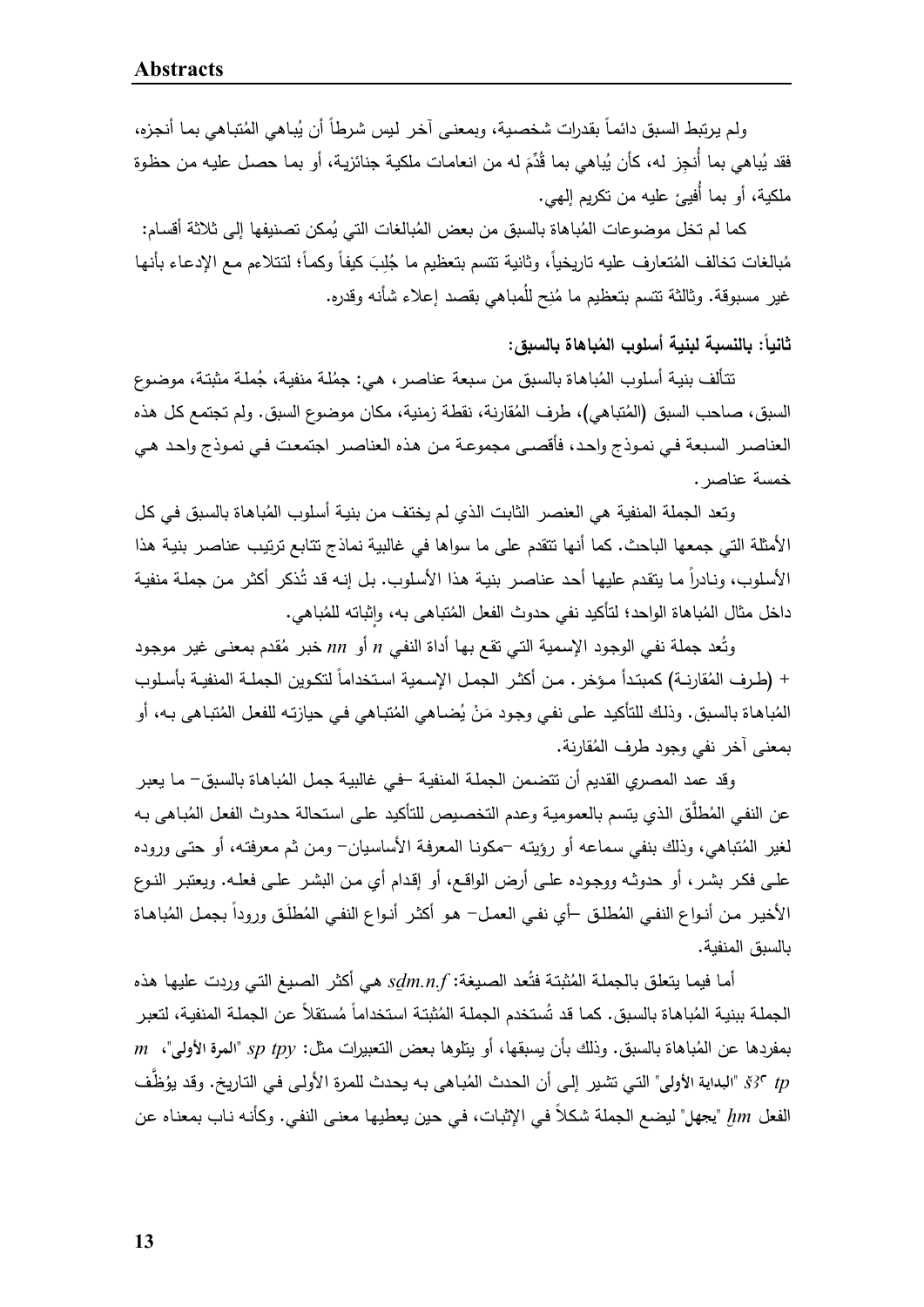ولم يرتبط السبق دائماً بقدرات شخصية، وبمعنى آخر ليس شرطاً أن يُباهي المُتباهي بما أنجزه، فقد يُباهي بما أُنجِز له، كأن يُباهي بما قُدِّمَ له من انعامات ملكية جنائزية، أو بما حصل عليه من حظوة ملكية، أو بما أُفيئ عليه من تكريم إلهي.

كما لم تخل موضوعات المُباهاة بالسبق من بعض المُبالغات التي يُمكن تصنيفها إلى ثلاثة أقسام: مُبالغات تخالف المُتعارف عليه تاريخياً، وثانية تتسم بتعظيم ما جُلِبَ كيفاً وكماً؛ لتتلاءم مع الإدعاء بأنها غير مسبوقة. وثالثة تتسم بتعظيم ما مُنِح للمُباهي بقصد إعلاء شأنه وقدره.

**ثانياً: بالنسبة لبنية أسلوب المُباهاة بالسبق:**

تتألف بنية أسلوب المُباهاة بالسبق من سبعة عناصر، هي: جمُلة منفية، جُملة مثبتة، موضوع السبق، صاحب السبق (المُتباهي)، طرف المُقارنة، نقطة زمنية، مكان موضوع السبق. ولم تجتمع كل هذه العناصر السبعة في نموذج واحد، فأقصى مجموعة من هذه العناصر اجتمعت في نموذج واحد هي خمسة عناصر.

وتعد الجملة المنفية هي العنصر الثابت الذي لم يختف من بنية أسلوب المُباهاة بالسبق في كل الأمثلة التي جمعها الباحث. كما أنها تتقدم على ما سواها في غالبية نماذج تتابع ترتيب عناصر بنية هذا الأسلوب، ونادراً ما يتقدم عليها أحد عناصر بنية هذا الأسلوب. بل إنه قد تُذكر أكثر من جملة منفية داخل مثال المُباهاة الواحد؛ لتأكيد نفي حدوث الفعل المُتباهى به، وإثباته للمُباهي.

وتُعد جملة نفي الوجود الإسمية التي تقع بها أداة النفي *n* أو *nn* خبر مُقدم بمعنى غير موجود + (طرف المُقارنة) كمبتدأ مؤخر. من أكثر الجمل الإسمية استخداماً لتكوين الجملة المنفية بأسلوب المُباهاة بالسبق. وذلك للتأكيد على نفي وجود مَنْ يُضاهي المُتباهي في حيازته للفعل المُتباهى به، أو بمعنى آخر نفي وجود طرف المُقارنة.

وقد عمد المصري القديم أن تتضمن الجملة المنفية –في غالبية جمل المُباهاة بالسبق– ما يعبر عن النفي المُطلَّق الذي يتسم بالعمومية وعدم التخصيص للتأكيد على استحالة حدوث الفعل المُباهى به لغير المُتباهي، وذلك بنفي سماعه أو رؤيته –مكونا المعرفة الأساسيان– ومن ثم معرفته، أو حتى وروده على فكر بشر، أو حدوثه ووجوده على أرض الواقع، أو إقدام أي من البشر على فعله. ويعتبر النوع الأخير من أنواع النفي المُطلق –أي نفي العمل– هو أكثر أنواع النفي المُطلَق وروداً بجمل المُباهاة بالسبق المنفية.

أما فيما يتعلق بالجملة المُثبتة فتُعد الصيغة: *sḏm.n.f* هي أكثر الصيغ التي وردت عليها هذه الجملة ببنية المُباهاة بالسبق. كما قد تُستخدم الجملة المُثبتة استخداماً مُستقلاً عن الجملة المنفية، لتعبر بمفردها عن المُباهاة بالسبق. وذلك بأن يسبقها، أو يتلوها بعض التعبيرات مثل: *sp tpy* "**المرة الأولى**"، *m šȝꜥ tp* "**البداية الأولى**" التي تشير إلى أن الحدث المُباهى به يحدث للمرة الأولى في التاريخ. وقد يوظَّف الفعل *ḫm* "**يجهل**" ليضع الجملة شكلاً في الإثبات، في حين يعطيها معنى النفي. وكأنه ناب بمعناه عن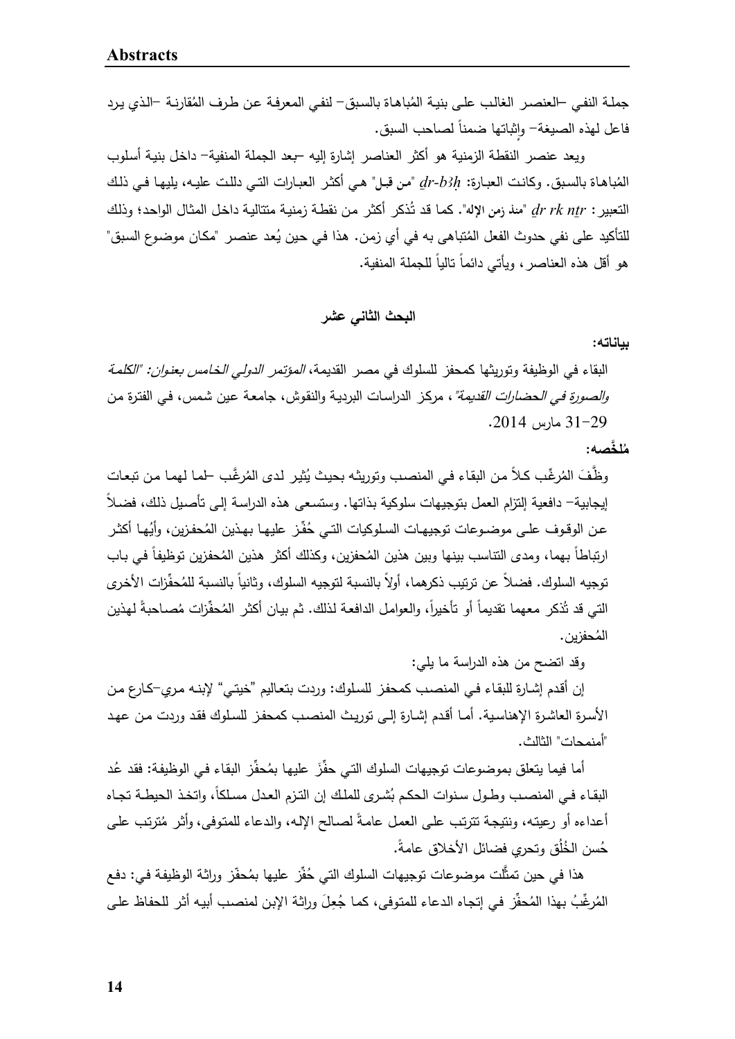جملة النفي –العنصر الغالب على بنية المُباهاة بالسبق– لنفي المعرفة عن طرف المُقارنة –الذي يرد فاعل لهذه الصيغة– وإثباتها ضمناً لصاحب السبق.

ويعد عنصر النقطة الزمنية هو أكثر العناصر إشارة إليه –بعد الجملة المنفية– داخل بنية أسلوب المُباهاة بالسبق. وكانت العبارة: *ḏr-b3ḥ* "من قبل" هي أكثر العبارات التي دللت عليه، يليها في ذلك التعبير : *ḏr rk nṯr* "منذ زمن الإله". كما قد تُذكر أكثر من نقطة زمنية متتالية داخل المثال الواحد؛ وذلك للتأكيد على نفي حدوث الفعل المُتباهى به في أي زمن. هذا في حين يُعد عنصر "مكان موضوع السبق" هو أقل هذه العناصر، ويأتي دائماً تالياً للجملة المنفية.

## البحث الثاني عشر

**بياناته:**

البقاء في الوظيفة وتوريثها كمحفز للسلوك في مصر القديمة، *المؤتمر الدولي الخامس بعنوان: "الكلمة والصورة في الحضارات القديمة"*، مركز الدراسات البردية والنقوش، جامعة عين شمس، في الفترة من 29–31 مارس 2014.

**مُلخَّصه:**

وظَّفَ المُرغِّب كلاً من البقاء في المنصب وتوريثه بحيث يُثير لدى المُرغَّب –لما لهما من تبعات إيجابية– دافعية إلتزام العمل بتوجيهات سلوكية بذاتها. وستسعى هذه الدراسة إلى تأصيل ذلك، فضلاً عن الوقوف على موضوعات توجيهات السلوكيات التي حُفِّز عليها بهذين المُحفزين، وأيُها أكثر ارتباطاً بهما، ومدى التناسب بينها وبين هذين المُحفزين، وكذلك أكثر هذين المُحفزين توظيفاً في باب توجيه السلوك. فضلاً عن ترتيب ذكرهما، أولاً بالنسبة لتوجيه السلوك، وثانياً بالنسبة للمُحفِّزات الأخرى التي قد تُذكر معهما تقديماً أو تأخيراً، والعوامل الدافعة لذلك. ثم بيان أكثر المُحفِّزات مُصاحبةً لهذين المُحفزين.

وقد اتضح من هذه الدراسة ما يلي:

إن أقدم إشارة للبقاء في المنصب كمحفز للسلوك: وردت بتعاليم "خيتي" لإبنه مري–كارع من الأسرة العاشرة الإهناسية. أما أقدم إشارة إلى توريث المنصب كمحفز للسلوك فقد وردت من عهد "أمنمحات" الثالث.

أما فيما يتعلق بموضوعات توجيهات السلوك التي حفِّزَ عليها بمُحفِّز البقاء في الوظيفة: فقد عُد البقاء في المنصب وطول سنوات الحكم بُشرى للملك إن التزم العدل مسلكاً، واتخذ الحيطة تجاه أعداءه أو رعيته، ونتيجة تترتب على العمل عامةً لصالح الإله، والدعاء للمتوفى، وأثر مُترتب على حُسن الخُلق وتحري فضائل الأخلاق عامةً.

هذا في حين تمثَّلت موضوعات توجيهات السلوك التي حُفِّز عليها بمُحفّز وراثة الوظيفة في: دفع المُرغَّبُ بهذا المُحفِّز في إتجاه الدعاء للمتوفى، كما جُعِلَ وراثة الإبن لمنصب أبيه أثر للحفاظ على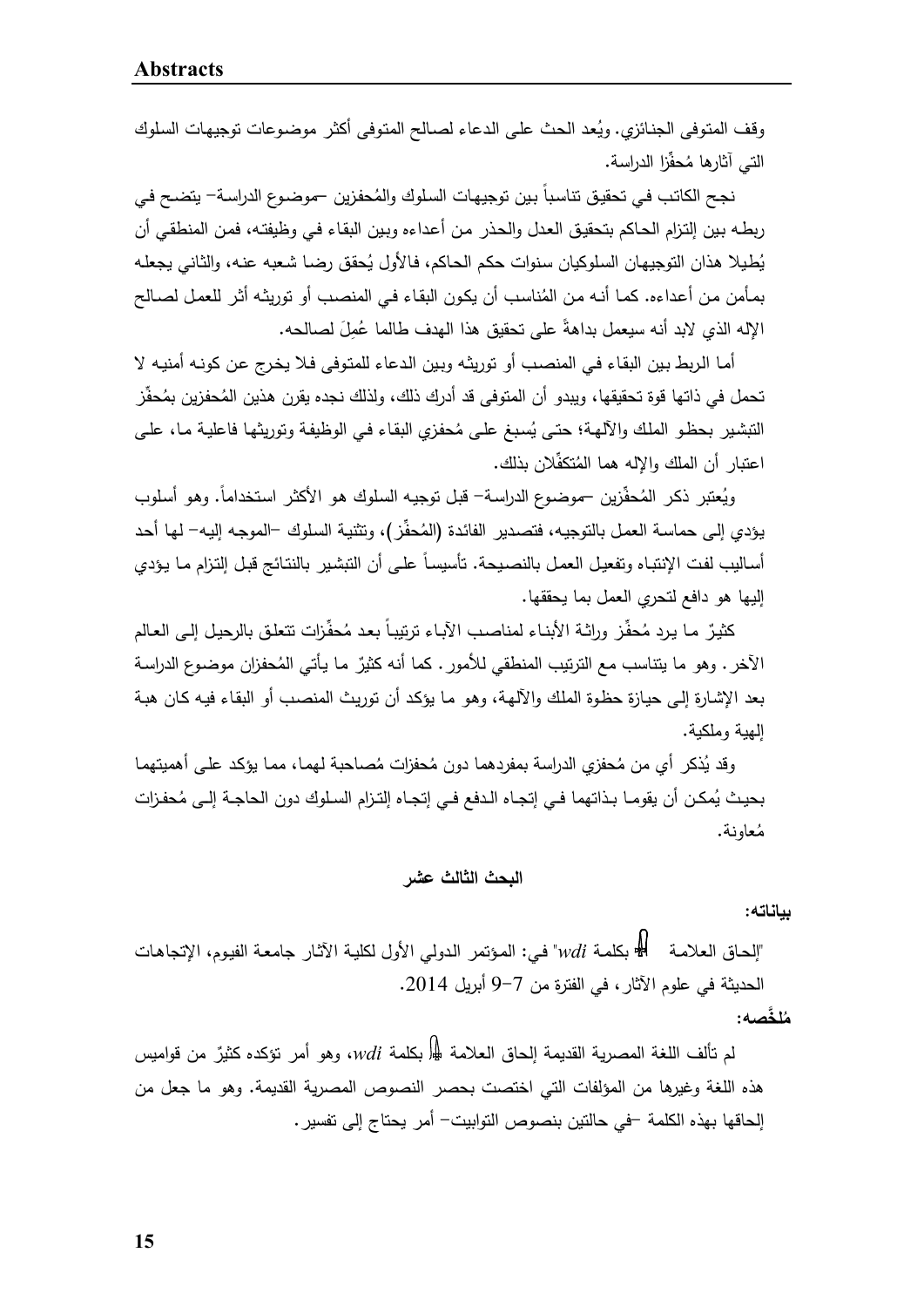وقف المتوفى الجنائزي. ويُعد الحث على الدعاء لصالح المتوفى أكثر موضوعات توجيهات السلوك التي آثارها مُحفِّزا الدراسة.

نجح الكاتب في تحقيق تناسباً بين توجيهات السلوك والمُحفزين –موضوع الدراسة– يتضح في ربطه بين إلتزام الحاكم بتحقيق العدل والحذر من أعداءه وبين البقاء في وظيفته، فمن المنطقي أن يُطيلا هذان التوجيهان السلوكيان سنوات حكم الحاكم، فالأول يُحقق رضا شعبه عنه، والثاني يجعله بمأمن من أعداءه. كما أنه من المُناسب أن يكون البقاء في المنصب أو توريثه أثر للعمل لصالح الإله الذي لابد أنه سيعمل بداهةً على تحقيق هذا الهدف طالما عُمِلَ لصالحه.

أما الربط بين البقاء في المنصب أو توريثه وبين الدعاء للمتوفى فلا يخرج عن كونه أمنيه لا تحمل في ذاتها قوة تحقيقها، ويبدو أن المتوفى قد أدرك ذلك، ولذلك نجده يقرن هذين المُحفزين بمُحفِّز التبشير بحظو الملك والآلهة؛ حتى يُسبغ على مُحفزي البقاء في الوظيفة وتوريثها فاعلية ما، على اعتبار أن الملك والإله هما المُتكفِّلان بذلك.

ويُعتبر ذكر المُحفِّزين –موضوع الدراسة– قبل توجيه السلوك هو الأكثر استخداماً. وهو أسلوب يؤدي إلى حماسة العمل بالتوجيه، فتصدير الفائدة (المُحفِّز)، وتثنية السلوك –الموجه إليه– لها أحد أساليب لفت الإنتباه وتفعيل العمل بالنصيحة. تأسيساً على أن التبشير بالنتائج قبل إلتزام ما يؤدي إليها هو دافع لتحري العمل بما يحققها.

كثيرٌ ما يرد مُحفِّز وراثة الأبناء لمناصب الآباء ترتيباً بعد مُحفِّزات تتعلق بالرحيل إلى العالم الآخر. وهو ما يتناسب مع الترتيب المنطقي للأمور. كما أنه كثيرٌ ما يأتي المُحفزان موضوع الدراسة بعد الإشارة إلى حيازة حظوة الملك والآلهة، وهو ما يؤكد أن توريث المنصب أو البقاء فيه كان هبة إلهية وملكية.

وقد يُذكر أي من مُحفزي الدراسة بمفردهما دون مُحفزات مُصاحبة لهما، مما يؤكد على أهميتهما بحيث يُمكن أن يقوما بذاتهما في إتجاه الدفع في إتجاه إلتزام السلوك دون الحاجة إلى مُحفزات مُعاونة.

**البحث الثالث عشر**

**بياناته:**

"إلحاق العلامة 𓀀 بكلمة *wdi*" في: المؤتمر الدولي الأول لكلية الآثار جامعة الفيوم، الإتجاهات الحديثة في علوم الآثار، في الفترة من 7–9 أبريل 2014.

**مُلخَّصه:**

لم تألف اللغة المصرية القديمة إلحاق العلامة 𓀀 بكلمة *wdi*، وهو أمر تؤكده كثيرٌ من قواميس هذه اللغة وغيرها من المؤلفات التي اختصت بحصر النصوص المصرية القديمة. وهو ما جعل من إلحاقها بهذه الكلمة –في حالتين بنصوص التوابيت– أمر يحتاج إلى تفسير.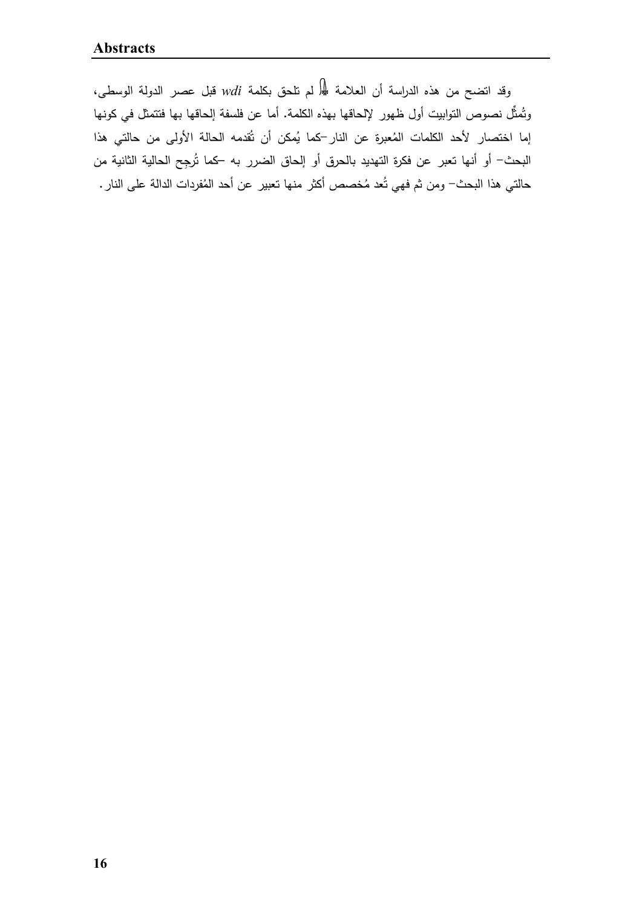وقد اتضح من هذه الدراسة أن العلامة لم تلحق بكلمة *wdi* قبل عصر الدولة الوسطى، وتُمثِّل نصوص التوابيت أول ظهور لإلحاقها بهذه الكلمة. أما عن فلسفة إلحاقها بها فتتمثل في كونها إما اختصار لأحد الكلمات المُعبرة عن النار –كما يُمكن أن تُقدمه الحالة الأولى من حالتي هذا البحث– أو أنها تعبر عن فكرة التهديد بالحرق أو إلحاق الضرر به –كما تُرجح الحالية الثانية من حالتي هذا البحث– ومن ثم فهي تُعد مُخصص أكثر منها تعبير عن أحد المُفردات الدالة على النار.